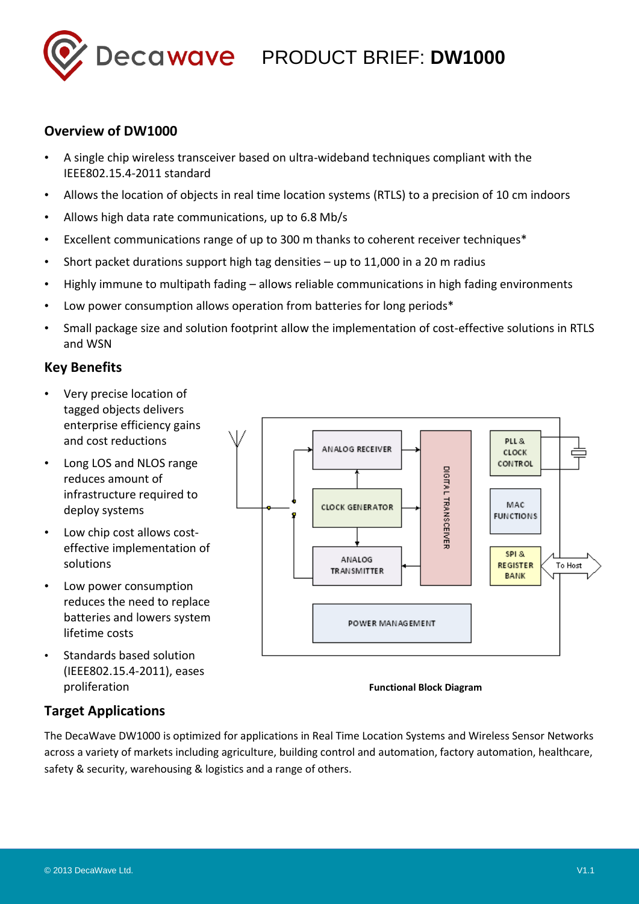# PRODUCT BRIEF: **DW1000**

## Overview of DW1000

- A single chip wireless transceiver based on ultra-wideband techniques compliant with the IEEE802.15.4-2011 standard
- Allows the location of objects in real time location systems (RTLS) to a precision of 10 cm indoors
- Allows high data rate communications, up to 6.8 Mb/s
- Excellent communications range of up to 300 m thanks to coherent receiver techniques*
- Short packet durations support high tag densities – up to 11,000 in a 20 m radius
- Highly immune to multipath fading – allows reliable communications in high fading environments
- Low power consumption allows operation from batteries for long periods*
- Small package size and solution footprint allow the implementation of cost-effective solutions in RTLS and WSN

## Key Benefits

- Very precise location of tagged objects delivers enterprise efficiency gains and cost reductions
- Long LOS and NLOS range reduces amount of infrastructure required to deploy systems
- Low chip cost allows cost-effective implementation of solutions
- Low power consumption reduces the need to replace batteries and lowers system lifetime costs
- Standards based solution (IEEE802.15.4-2011), eases proliferation

**Functional Block Diagram**

## Target Applications

The DecaWave DW1000 is optimized for applications in Real Time Location Systems and Wireless Sensor Networks across a variety of markets including agriculture, building control and automation, factory automation, healthcare, safety & security, warehousing & logistics and a range of others.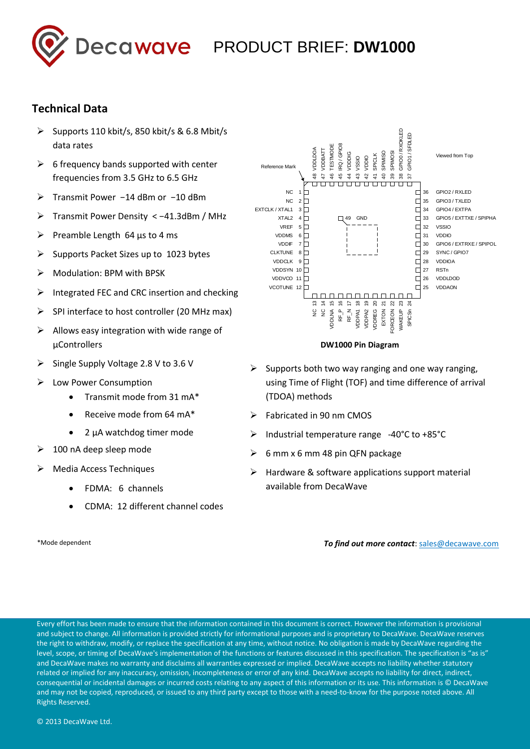## Technical Data

- Supports 110 kbit/s, 850 kbit/s & 6.8 Mbit/s data rates
- 6 frequency bands supported with center frequencies from 3.5 GHz to 6.5 GHz
- Transmit Power −14 dBm or −10 dBm
- Transmit Power Density < −41.3dBm / MHz
- Preamble Length 64 µs to 4 ms
- Supports Packet Sizes up to 1023 bytes
- Modulation: BPM with BPSK
- Integrated FEC and CRC insertion and checking
- SPI interface to host controller (20 MHz max)
- Allows easy integration with wide range of µControllers
- Single Supply Voltage 2.8 V to 3.6 V
- Low Power Consumption
  - Transmit mode from 31 mA*
  - Receive mode from 64 mA*
  - 2 µA watchdog timer mode
- 100 nA deep sleep mode
- Media Access Techniques
  - FDMA: 6 channels
  - CDMA: 12 different channel codes

Reference Mark
Viewed from Top

48 VDDLDOA
47 VDDBATT
46 TESTMODE
45 IRQ / GPIO8
44 VDDDIG
43 VSSIO
42 VDDIO
41 SPICLK
40 SPIMISO
39 SPIMOSI
38 GPIO0 / RXOKLED
37 GPIO1 / SFDLED

NC 1
NC 2
EXTCLK / XTAL1 3
XTAL2 4
VREF 5
VDDMS 6
VDDIF 7
CLKTUNE 8
VDDCLK 9
VDDSYN 10
VDDVCO 11
VCOTUNE 12

49 GND

36 GPIO2 / RXLED
35 GPIO3 / TXLED
34 GPIO4 / EXTPA
33 GPIO5 / EXTTXE / SPIPHA
32 VSSIO
31 VDDIO
30 GPIO6 / EXTRXE / SPIPOL
29 SYNC / GPIO7
28 VDDIOA
27 RSTn
26 VDDLDOD
25 VDDAON

NC 13
NC 14
VDDLNA 15
RF_P 16
RF_N 17
VDDPA1 18
VDDPA2 19
VDDREG 20
EXTON 21
FORCEON 22
WAKEUP 23
SPICSn 24

**DW1000 Pin Diagram**

- Supports both two way ranging and one way ranging, using Time of Flight (TOF) and time difference of arrival (TDOA) methods
- Fabricated in 90 nm CMOS
- Industrial temperature range -40°C to +85°C
- 6 mm x 6 mm 48 pin QFN package
- Hardware & software applications support material available from DecaWave

*Mode dependent

***To find out more contact***: sales@decawave.com

Every effort has been made to ensure that the information contained in this document is correct. However the information is provisional and subject to change. All information is provided strictly for informational purposes and is proprietary to DecaWave. DecaWave reserves the right to withdraw, modify, or replace the specification at any time, without notice. No obligation is made by DecaWave regarding the level, scope, or timing of DecaWave's implementation of the functions or features discussed in this specification. The specification is "as is" and DecaWave makes no warranty and disclaims all warranties expressed or implied. DecaWave accepts no liability whether statutory related or implied for any inaccuracy, omission, incompleteness or error of any kind. DecaWave accepts no liability for direct, indirect, consequential or incidental damages or incurred costs relating to any aspect of this information or its use. This information is © DecaWave and may not be copied, reproduced, or issued to any third party except to those with a need-to-know for the purpose noted above. All Rights Reserved.

© 2013 DecaWave Ltd.